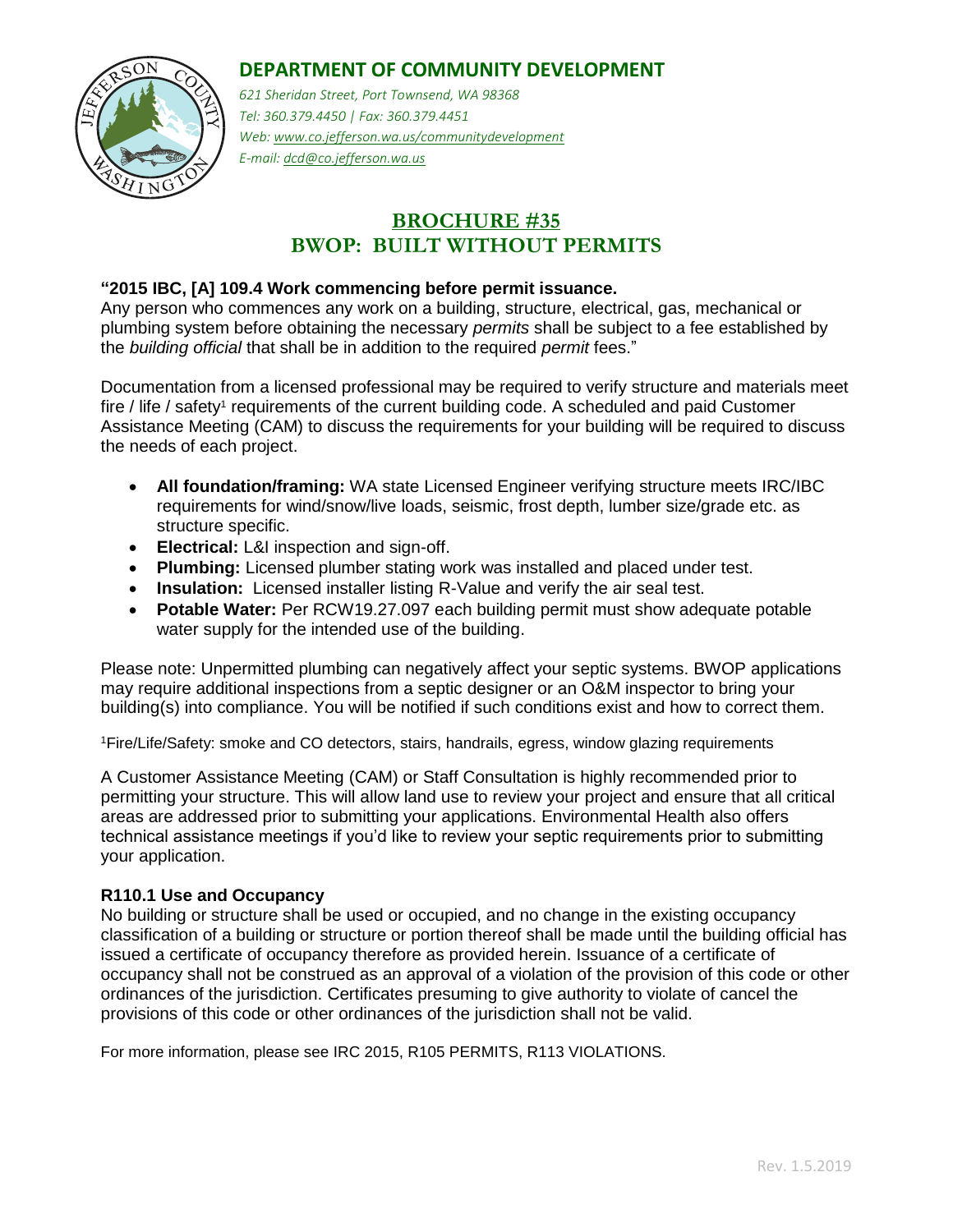# DEPARTMENT OF COMMUNITY DEVELOPMENT

*621 Sheridan Street, Port Townsend, WA 98368*
*Tel: 360.379.4450 | Fax: 360.379.4451*
*Web: www.co.jefferson.wa.us/communitydevelopment*
*E-mail: dcd@co.jefferson.wa.us*

## BROCHURE #35
## BWOP: BUILT WITHOUT PERMITS

**"2015 IBC, [A] 109.4 Work commencing before permit issuance.**
Any person who commences any work on a building, structure, electrical, gas, mechanical or plumbing system before obtaining the necessary *permits* shall be subject to a fee established by the *building official* that shall be in addition to the required *permit* fees."

Documentation from a licensed professional may be required to verify structure and materials meet fire / life / safety[1] requirements of the current building code. A scheduled and paid Customer Assistance Meeting (CAM) to discuss the requirements for your building will be required to discuss the needs of each project.

- **All foundation/framing:** WA state Licensed Engineer verifying structure meets IRC/IBC requirements for wind/snow/live loads, seismic, frost depth, lumber size/grade etc. as structure specific.
- **Electrical:** L&I inspection and sign-off.
- **Plumbing:** Licensed plumber stating work was installed and placed under test.
- **Insulation:** Licensed installer listing R-Value and verify the air seal test.
- **Potable Water:** Per RCW19.27.097 each building permit must show adequate potable water supply for the intended use of the building.

Please note: Unpermitted plumbing can negatively affect your septic systems. BWOP applications may require additional inspections from a septic designer or an O&M inspector to bring your building(s) into compliance. You will be notified if such conditions exist and how to correct them.

[1]Fire/Life/Safety: smoke and CO detectors, stairs, handrails, egress, window glazing requirements

A Customer Assistance Meeting (CAM) or Staff Consultation is highly recommended prior to permitting your structure. This will allow land use to review your project and ensure that all critical areas are addressed prior to submitting your applications. Environmental Health also offers technical assistance meetings if you'd like to review your septic requirements prior to submitting your application.

**R110.1 Use and Occupancy**
No building or structure shall be used or occupied, and no change in the existing occupancy classification of a building or structure or portion thereof shall be made until the building official has issued a certificate of occupancy therefore as provided herein. Issuance of a certificate of occupancy shall not be construed as an approval of a violation of the provision of this code or other ordinances of the jurisdiction. Certificates presuming to give authority to violate of cancel the provisions of this code or other ordinances of the jurisdiction shall not be valid.

For more information, please see IRC 2015, R105 PERMITS, R113 VIOLATIONS.

Rev. 1.5.2019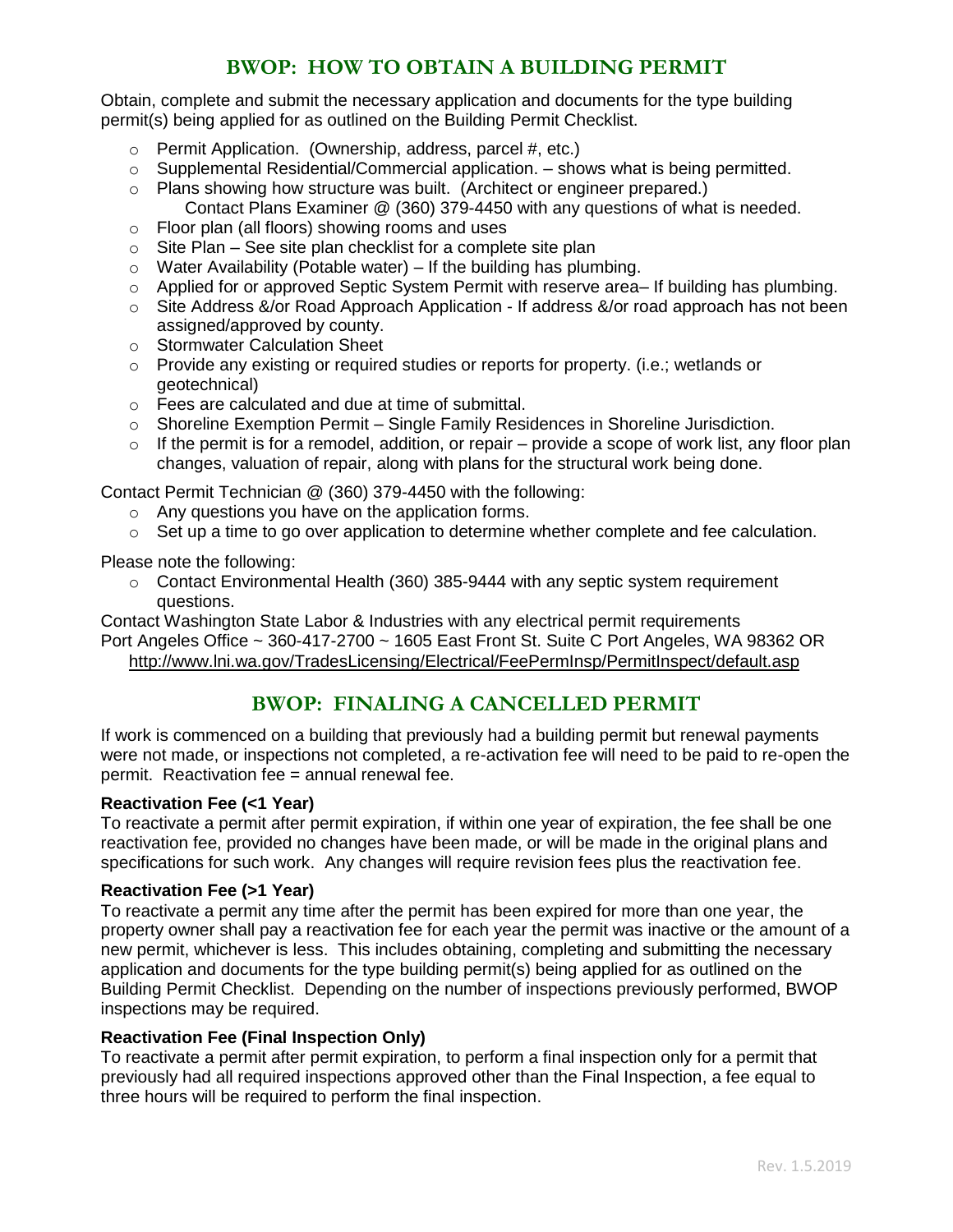## BWOP: HOW TO OBTAIN A BUILDING PERMIT

Obtain, complete and submit the necessary application and documents for the type building permit(s) being applied for as outlined on the Building Permit Checklist.

- Permit Application. (Ownership, address, parcel #, etc.)
- Supplemental Residential/Commercial application. – shows what is being permitted.
- Plans showing how structure was built. (Architect or engineer prepared.)
  Contact Plans Examiner @ (360) 379-4450 with any questions of what is needed.
- Floor plan (all floors) showing rooms and uses
- Site Plan – See site plan checklist for a complete site plan
- Water Availability (Potable water) – If the building has plumbing.
- Applied for or approved Septic System Permit with reserve area– If building has plumbing.
- Site Address &/or Road Approach Application - If address &/or road approach has not been assigned/approved by county.
- Stormwater Calculation Sheet
- Provide any existing or required studies or reports for property. (i.e.; wetlands or geotechnical)
- Fees are calculated and due at time of submittal.
- Shoreline Exemption Permit – Single Family Residences in Shoreline Jurisdiction.
- If the permit is for a remodel, addition, or repair – provide a scope of work list, any floor plan changes, valuation of repair, along with plans for the structural work being done.

Contact Permit Technician @ (360) 379-4450 with the following:

- Any questions you have on the application forms.
- Set up a time to go over application to determine whether complete and fee calculation.

Please note the following:

- Contact Environmental Health (360) 385-9444 with any septic system requirement questions.

Contact Washington State Labor & Industries with any electrical permit requirements
Port Angeles Office ~ 360-417-2700 ~ 1605 East Front St. Suite C Port Angeles, WA 98362 OR
http://www.lni.wa.gov/TradesLicensing/Electrical/FeePermInsp/PermitInspect/default.asp

## BWOP: FINALING A CANCELLED PERMIT

If work is commenced on a building that previously had a building permit but renewal payments were not made, or inspections not completed, a re-activation fee will need to be paid to re-open the permit. Reactivation fee = annual renewal fee.

**Reactivation Fee (<1 Year)**

To reactivate a permit after permit expiration, if within one year of expiration, the fee shall be one reactivation fee, provided no changes have been made, or will be made in the original plans and specifications for such work. Any changes will require revision fees plus the reactivation fee.

**Reactivation Fee (>1 Year)**

To reactivate a permit any time after the permit has been expired for more than one year, the property owner shall pay a reactivation fee for each year the permit was inactive or the amount of a new permit, whichever is less. This includes obtaining, completing and submitting the necessary application and documents for the type building permit(s) being applied for as outlined on the Building Permit Checklist. Depending on the number of inspections previously performed, BWOP inspections may be required.

**Reactivation Fee (Final Inspection Only)**

To reactivate a permit after permit expiration, to perform a final inspection only for a permit that previously had all required inspections approved other than the Final Inspection, a fee equal to three hours will be required to perform the final inspection.

Rev. 1.5.2019